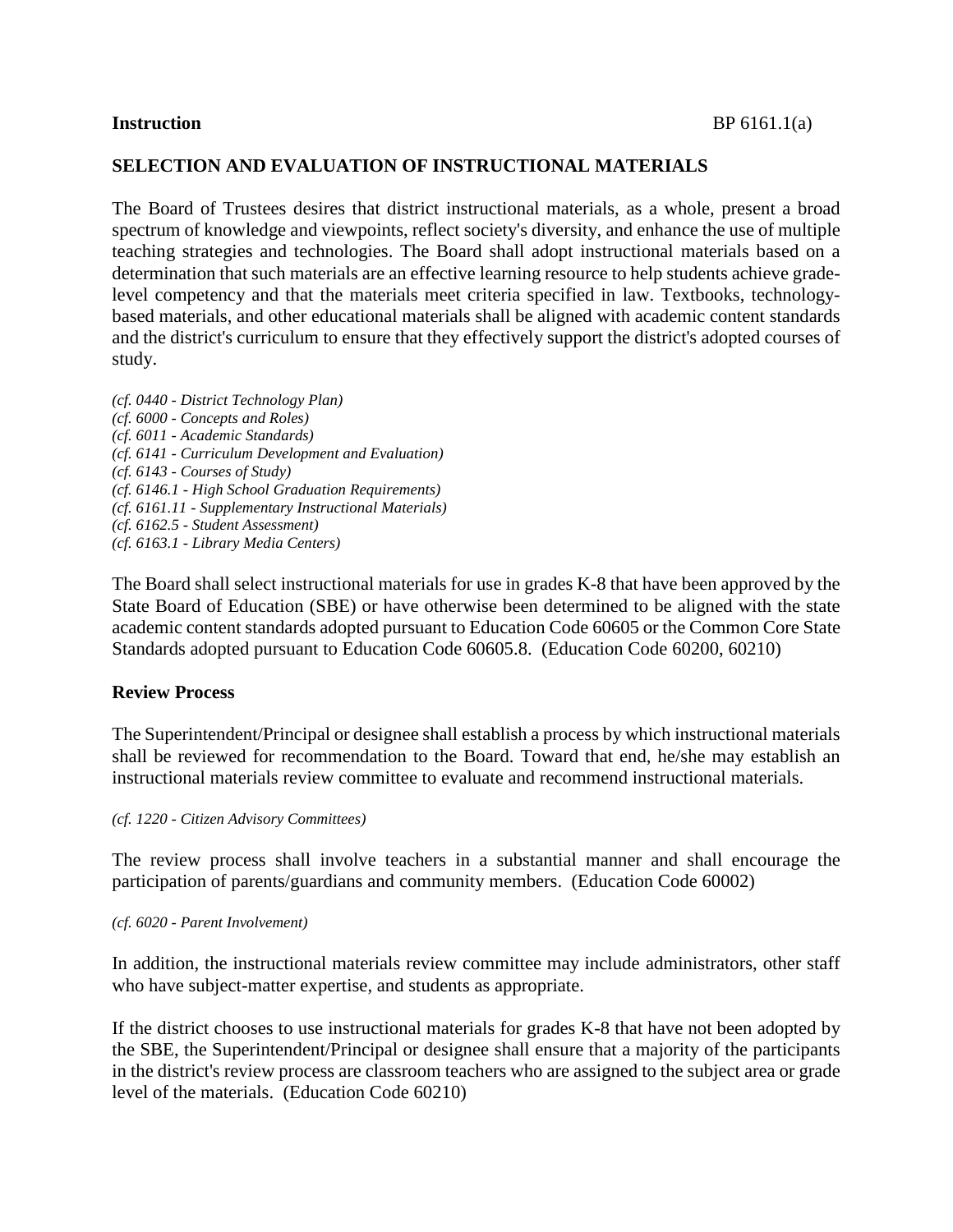**Instruction**

# SELECTION AND EVALUATION OF INSTRUCTIONAL MATERIALS

The Board of Trustees desires that district instructional materials, as a whole, present a broad spectrum of knowledge and viewpoints, reflect society's diversity, and enhance the use of multiple teaching strategies and technologies. The Board shall adopt instructional materials based on a determination that such materials are an effective learning resource to help students achieve grade-level competency and that the materials meet criteria specified in law. Textbooks, technology-based materials, and other educational materials shall be aligned with academic content standards and the district's curriculum to ensure that they effectively support the district's adopted courses of study.

*(cf. 0440 - District Technology Plan)*
*(cf. 6000 - Concepts and Roles)*
*(cf. 6011 - Academic Standards)*
*(cf. 6141 - Curriculum Development and Evaluation)*
*(cf. 6143 - Courses of Study)*
*(cf. 6146.1 - High School Graduation Requirements)*
*(cf. 6161.11 - Supplementary Instructional Materials)*
*(cf. 6162.5 - Student Assessment)*
*(cf. 6163.1 - Library Media Centers)*

The Board shall select instructional materials for use in grades K-8 that have been approved by the State Board of Education (SBE) or have otherwise been determined to be aligned with the state academic content standards adopted pursuant to Education Code 60605 or the Common Core State Standards adopted pursuant to Education Code 60605.8. (Education Code 60200, 60210)

## Review Process

The Superintendent/Principal or designee shall establish a process by which instructional materials shall be reviewed for recommendation to the Board. Toward that end, he/she may establish an instructional materials review committee to evaluate and recommend instructional materials.

*(cf. 1220 - Citizen Advisory Committees)*

The review process shall involve teachers in a substantial manner and shall encourage the participation of parents/guardians and community members. (Education Code 60002)

*(cf. 6020 - Parent Involvement)*

In addition, the instructional materials review committee may include administrators, other staff who have subject-matter expertise, and students as appropriate.

If the district chooses to use instructional materials for grades K-8 that have not been adopted by the SBE, the Superintendent/Principal or designee shall ensure that a majority of the participants in the district's review process are classroom teachers who are assigned to the subject area or grade level of the materials. (Education Code 60210)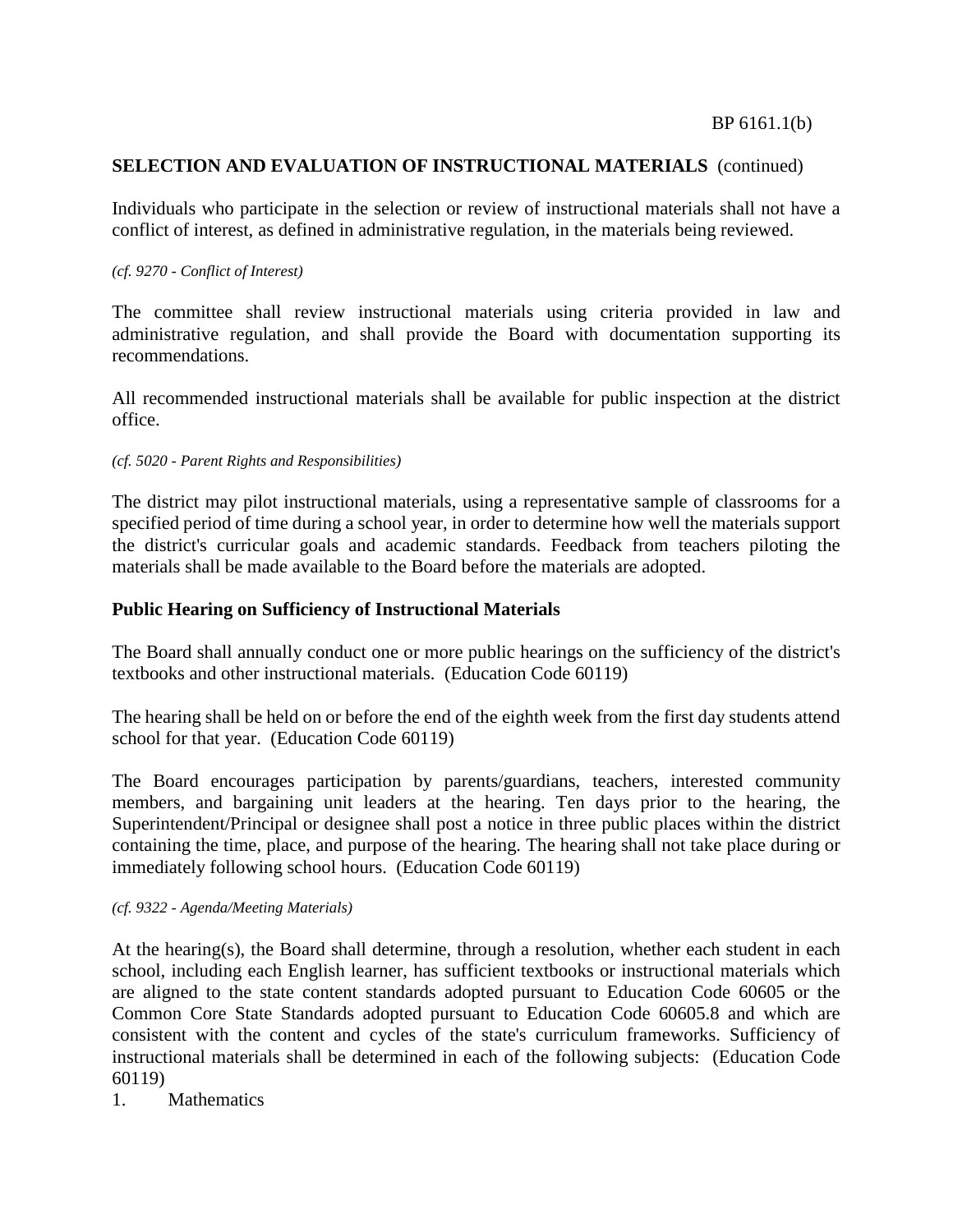**SELECTION AND EVALUATION OF INSTRUCTIONAL MATERIALS** (continued)

Individuals who participate in the selection or review of instructional materials shall not have a conflict of interest, as defined in administrative regulation, in the materials being reviewed.

*(cf. 9270 - Conflict of Interest)*

The committee shall review instructional materials using criteria provided in law and administrative regulation, and shall provide the Board with documentation supporting its recommendations.

All recommended instructional materials shall be available for public inspection at the district office.

*(cf. 5020 - Parent Rights and Responsibilities)*

The district may pilot instructional materials, using a representative sample of classrooms for a specified period of time during a school year, in order to determine how well the materials support the district's curricular goals and academic standards. Feedback from teachers piloting the materials shall be made available to the Board before the materials are adopted.

## Public Hearing on Sufficiency of Instructional Materials

The Board shall annually conduct one or more public hearings on the sufficiency of the district's textbooks and other instructional materials. (Education Code 60119)

The hearing shall be held on or before the end of the eighth week from the first day students attend school for that year. (Education Code 60119)

The Board encourages participation by parents/guardians, teachers, interested community members, and bargaining unit leaders at the hearing. Ten days prior to the hearing, the Superintendent/Principal or designee shall post a notice in three public places within the district containing the time, place, and purpose of the hearing. The hearing shall not take place during or immediately following school hours. (Education Code 60119)

*(cf. 9322 - Agenda/Meeting Materials)*

At the hearing(s), the Board shall determine, through a resolution, whether each student in each school, including each English learner, has sufficient textbooks or instructional materials which are aligned to the state content standards adopted pursuant to Education Code 60605 or the Common Core State Standards adopted pursuant to Education Code 60605.8 and which are consistent with the content and cycles of the state's curriculum frameworks. Sufficiency of instructional materials shall be determined in each of the following subjects: (Education Code 60119)

1. Mathematics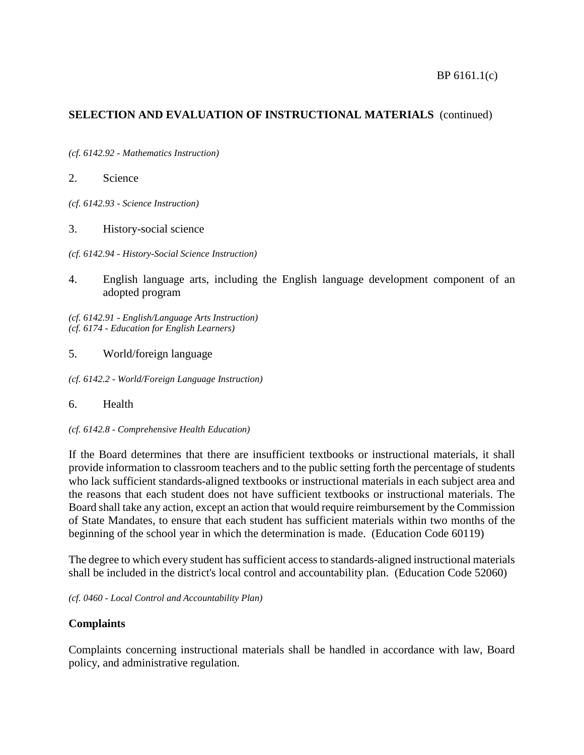## SELECTION AND EVALUATION OF INSTRUCTIONAL MATERIALS (continued)

*(cf. 6142.92 - Mathematics Instruction)*

2. Science

*(cf. 6142.93 - Science Instruction)*

3. History-social science

*(cf. 6142.94 - History-Social Science Instruction)*

4. English language arts, including the English language development component of an adopted program

*(cf. 6142.91 - English/Language Arts Instruction)*
*(cf. 6174 - Education for English Learners)*

5. World/foreign language

*(cf. 6142.2 - World/Foreign Language Instruction)*

6. Health

*(cf. 6142.8 - Comprehensive Health Education)*

If the Board determines that there are insufficient textbooks or instructional materials, it shall provide information to classroom teachers and to the public setting forth the percentage of students who lack sufficient standards-aligned textbooks or instructional materials in each subject area and the reasons that each student does not have sufficient textbooks or instructional materials. The Board shall take any action, except an action that would require reimbursement by the Commission of State Mandates, to ensure that each student has sufficient materials within two months of the beginning of the school year in which the determination is made. (Education Code 60119)

The degree to which every student has sufficient access to standards-aligned instructional materials shall be included in the district's local control and accountability plan. (Education Code 52060)

*(cf. 0460 - Local Control and Accountability Plan)*

**Complaints**

Complaints concerning instructional materials shall be handled in accordance with law, Board policy, and administrative regulation.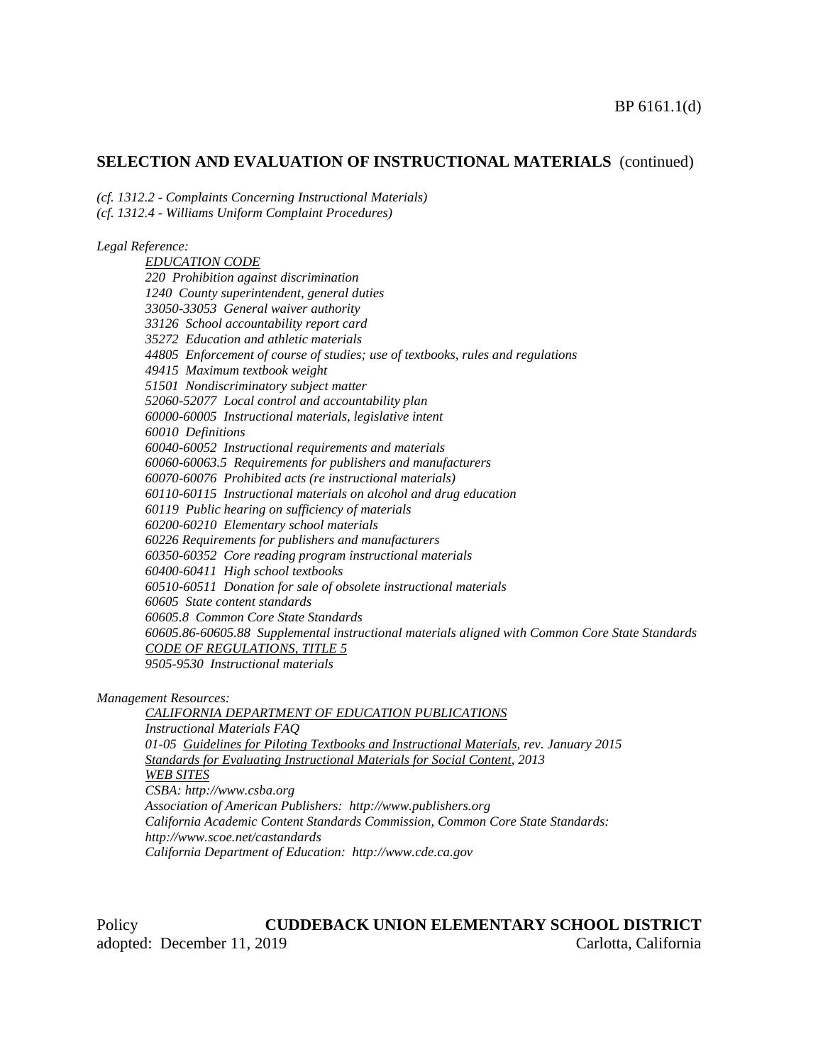## SELECTION AND EVALUATION OF INSTRUCTIONAL MATERIALS (continued)

*(cf. 1312.2 - Complaints Concerning Instructional Materials)*
*(cf. 1312.4 - Williams Uniform Complaint Procedures)*

*Legal Reference:*

*EDUCATION CODE*
*220 Prohibition against discrimination*
*1240 County superintendent, general duties*
*33050-33053 General waiver authority*
*33126 School accountability report card*
*35272 Education and athletic materials*
*44805 Enforcement of course of studies; use of textbooks, rules and regulations*
*49415 Maximum textbook weight*
*51501 Nondiscriminatory subject matter*
*52060-52077 Local control and accountability plan*
*60000-60005 Instructional materials, legislative intent*
*60010 Definitions*
*60040-60052 Instructional requirements and materials*
*60060-60063.5 Requirements for publishers and manufacturers*
*60070-60076 Prohibited acts (re instructional materials)*
*60110-60115 Instructional materials on alcohol and drug education*
*60119 Public hearing on sufficiency of materials*
*60200-60210 Elementary school materials*
*60226 Requirements for publishers and manufacturers*
*60350-60352 Core reading program instructional materials*
*60400-60411 High school textbooks*
*60510-60511 Donation for sale of obsolete instructional materials*
*60605 State content standards*
*60605.8 Common Core State Standards*
*60605.86-60605.88 Supplemental instructional materials aligned with Common Core State Standards*
*CODE OF REGULATIONS, TITLE 5*
*9505-9530 Instructional materials*

*Management Resources:*

*CALIFORNIA DEPARTMENT OF EDUCATION PUBLICATIONS*
*Instructional Materials FAQ*
*01-05 Guidelines for Piloting Textbooks and Instructional Materials, rev. January 2015*
*Standards for Evaluating Instructional Materials for Social Content, 2013*
*WEB SITES*
*CSBA: http://www.csba.org*
*Association of American Publishers: http://www.publishers.org*
*California Academic Content Standards Commission, Common Core State Standards: http://www.scoe.net/castandards*
*California Department of Education: http://www.cde.ca.gov*

Policy **CUDDEBACK UNION ELEMENTARY SCHOOL DISTRICT**
adopted: December 11, 2019 Carlotta, California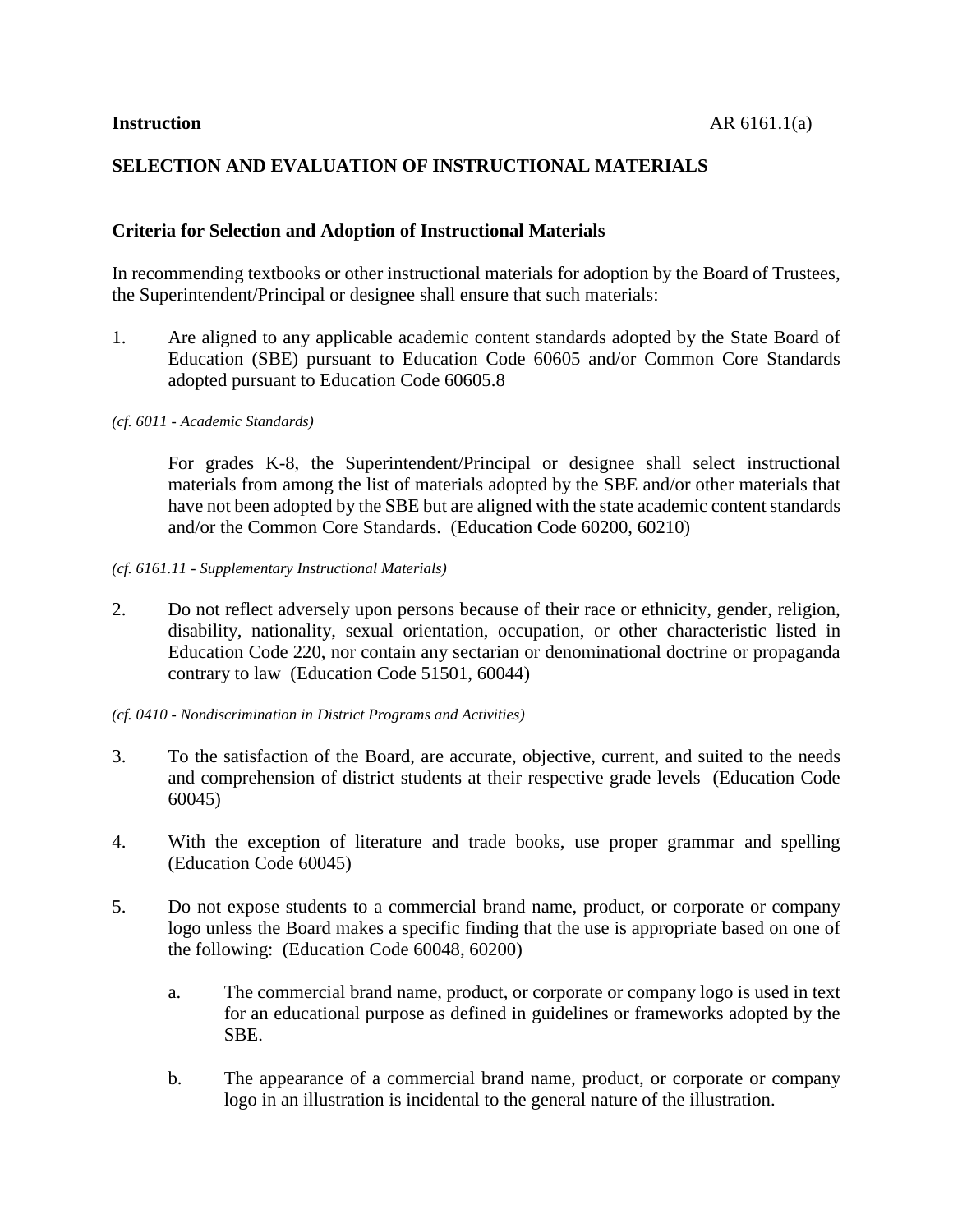**Instruction** AR 6161.1(a)

## SELECTION AND EVALUATION OF INSTRUCTIONAL MATERIALS

### Criteria for Selection and Adoption of Instructional Materials

In recommending textbooks or other instructional materials for adoption by the Board of Trustees, the Superintendent/Principal or designee shall ensure that such materials:

1. Are aligned to any applicable academic content standards adopted by the State Board of Education (SBE) pursuant to Education Code 60605 and/or Common Core Standards adopted pursuant to Education Code 60605.8

*(cf. 6011 - Academic Standards)*

   For grades K-8, the Superintendent/Principal or designee shall select instructional materials from among the list of materials adopted by the SBE and/or other materials that have not been adopted by the SBE but are aligned with the state academic content standards and/or the Common Core Standards. (Education Code 60200, 60210)

*(cf. 6161.11 - Supplementary Instructional Materials)*

2. Do not reflect adversely upon persons because of their race or ethnicity, gender, religion, disability, nationality, sexual orientation, occupation, or other characteristic listed in Education Code 220, nor contain any sectarian or denominational doctrine or propaganda contrary to law (Education Code 51501, 60044)

*(cf. 0410 - Nondiscrimination in District Programs and Activities)*

3. To the satisfaction of the Board, are accurate, objective, current, and suited to the needs and comprehension of district students at their respective grade levels (Education Code 60045)

4. With the exception of literature and trade books, use proper grammar and spelling (Education Code 60045)

5. Do not expose students to a commercial brand name, product, or corporate or company logo unless the Board makes a specific finding that the use is appropriate based on one of the following: (Education Code 60048, 60200)

   a. The commercial brand name, product, or corporate or company logo is used in text for an educational purpose as defined in guidelines or frameworks adopted by the SBE.

   b. The appearance of a commercial brand name, product, or corporate or company logo in an illustration is incidental to the general nature of the illustration.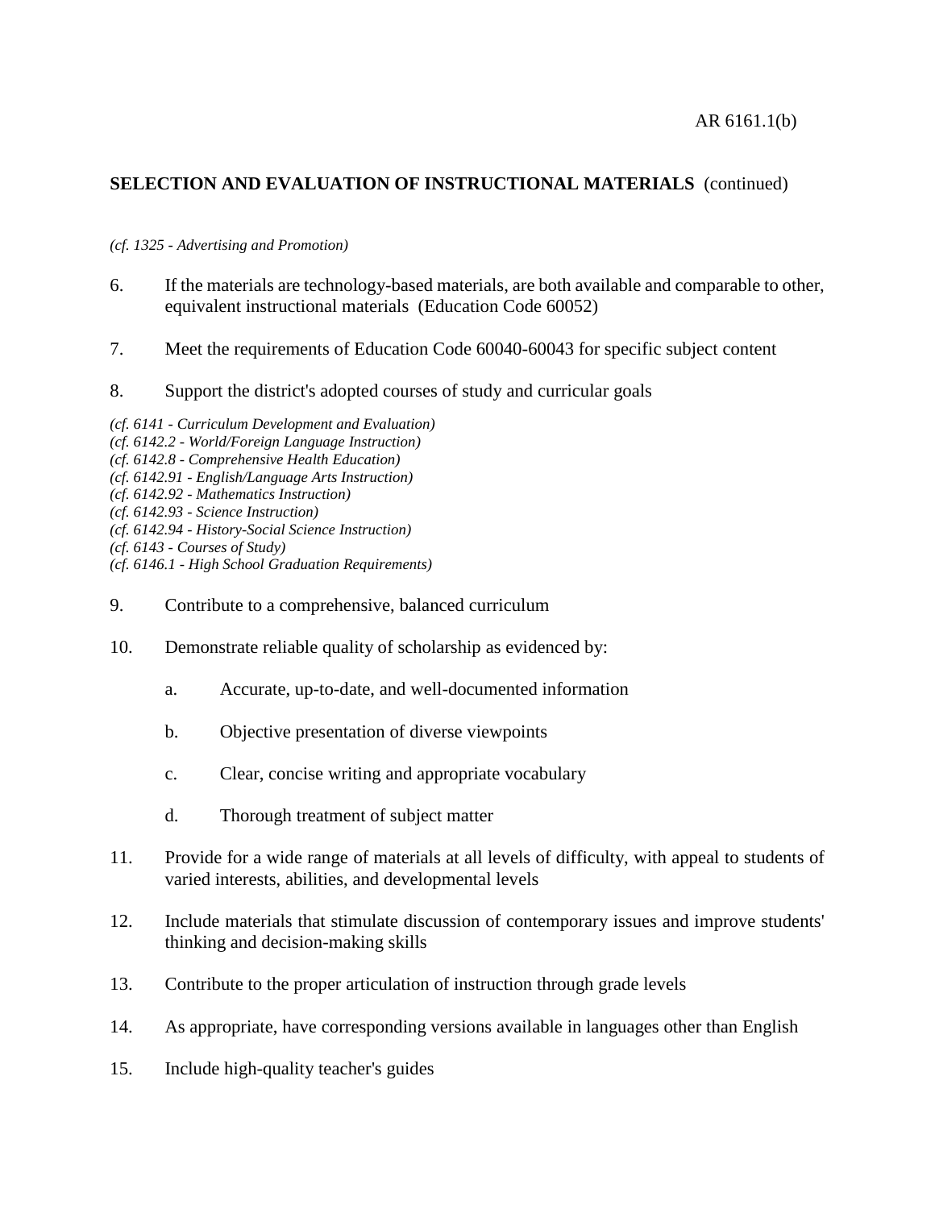## SELECTION AND EVALUATION OF INSTRUCTIONAL MATERIALS (continued)

*(cf. 1325 - Advertising and Promotion)*

6. If the materials are technology-based materials, are both available and comparable to other, equivalent instructional materials (Education Code 60052)

7. Meet the requirements of Education Code 60040-60043 for specific subject content

8. Support the district's adopted courses of study and curricular goals

*(cf. 6141 - Curriculum Development and Evaluation)*
*(cf. 6142.2 - World/Foreign Language Instruction)*
*(cf. 6142.8 - Comprehensive Health Education)*
*(cf. 6142.91 - English/Language Arts Instruction)*
*(cf. 6142.92 - Mathematics Instruction)*
*(cf. 6142.93 - Science Instruction)*
*(cf. 6142.94 - History-Social Science Instruction)*
*(cf. 6143 - Courses of Study)*
*(cf. 6146.1 - High School Graduation Requirements)*

9. Contribute to a comprehensive, balanced curriculum

10. Demonstrate reliable quality of scholarship as evidenced by:

    a. Accurate, up-to-date, and well-documented information

    b. Objective presentation of diverse viewpoints

    c. Clear, concise writing and appropriate vocabulary

    d. Thorough treatment of subject matter

11. Provide for a wide range of materials at all levels of difficulty, with appeal to students of varied interests, abilities, and developmental levels

12. Include materials that stimulate discussion of contemporary issues and improve students' thinking and decision-making skills

13. Contribute to the proper articulation of instruction through grade levels

14. As appropriate, have corresponding versions available in languages other than English

15. Include high-quality teacher's guides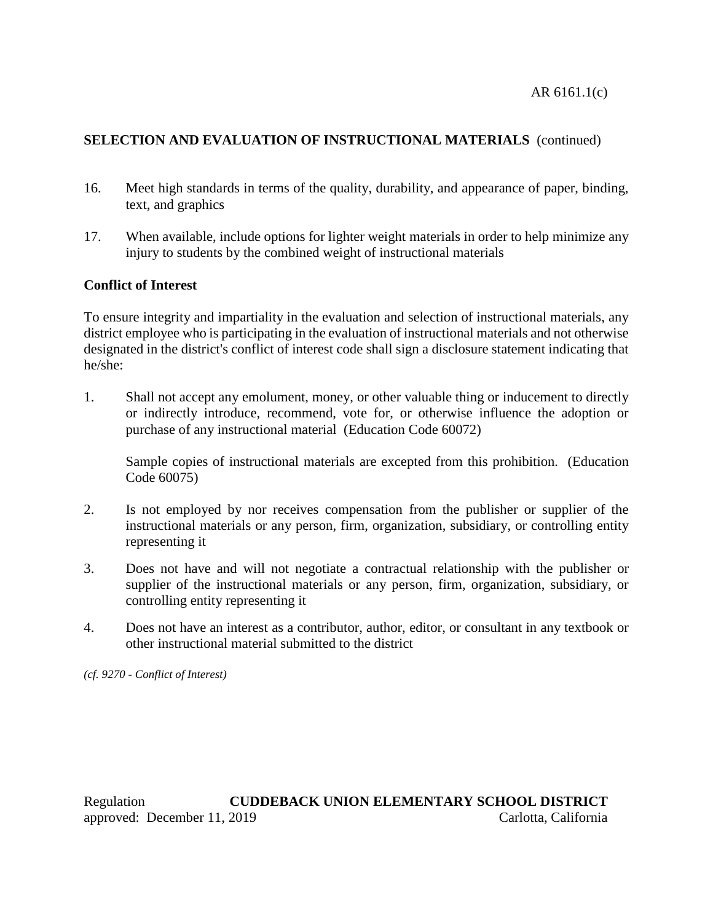16. Meet high standards in terms of the quality, durability, and appearance of paper, binding, text, and graphics

17. When available, include options for lighter weight materials in order to help minimize any injury to students by the combined weight of instructional materials

**Conflict of Interest**

To ensure integrity and impartiality in the evaluation and selection of instructional materials, any district employee who is participating in the evaluation of instructional materials and not otherwise designated in the district's conflict of interest code shall sign a disclosure statement indicating that he/she:

1. Shall not accept any emolument, money, or other valuable thing or inducement to directly or indirectly introduce, recommend, vote for, or otherwise influence the adoption or purchase of any instructional material (Education Code 60072)

   Sample copies of instructional materials are excepted from this prohibition. (Education Code 60075)

2. Is not employed by nor receives compensation from the publisher or supplier of the instructional materials or any person, firm, organization, subsidiary, or controlling entity representing it

3. Does not have and will not negotiate a contractual relationship with the publisher or supplier of the instructional materials or any person, firm, organization, subsidiary, or controlling entity representing it

4. Does not have an interest as a contributor, author, editor, or consultant in any textbook or other instructional material submitted to the district

*(cf. 9270 - Conflict of Interest)*

Regulation approved: December 11, 2019

**CUDDEBACK UNION ELEMENTARY SCHOOL DISTRICT**
Carlotta, California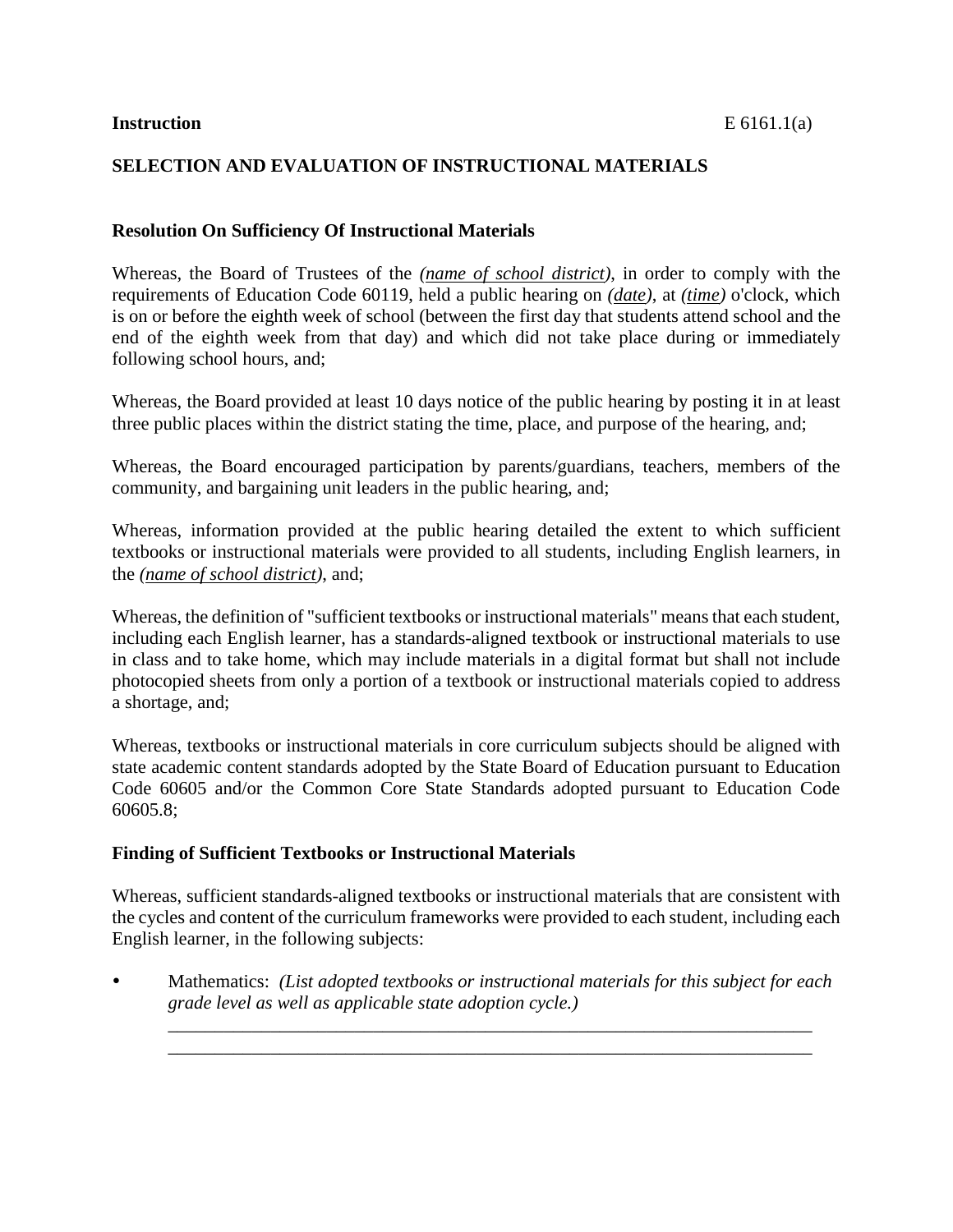**Instruction** E 6161.1(a)

## SELECTION AND EVALUATION OF INSTRUCTIONAL MATERIALS

### Resolution On Sufficiency Of Instructional Materials

Whereas, the Board of Trustees of the *(name of school district)*, in order to comply with the requirements of Education Code 60119, held a public hearing on *(date)*, at *(time)* o'clock, which is on or before the eighth week of school (between the first day that students attend school and the end of the eighth week from that day) and which did not take place during or immediately following school hours, and;

Whereas, the Board provided at least 10 days notice of the public hearing by posting it in at least three public places within the district stating the time, place, and purpose of the hearing, and;

Whereas, the Board encouraged participation by parents/guardians, teachers, members of the community, and bargaining unit leaders in the public hearing, and;

Whereas, information provided at the public hearing detailed the extent to which sufficient textbooks or instructional materials were provided to all students, including English learners, in the *(name of school district)*, and;

Whereas, the definition of "sufficient textbooks or instructional materials" means that each student, including each English learner, has a standards-aligned textbook or instructional materials to use in class and to take home, which may include materials in a digital format but shall not include photocopied sheets from only a portion of a textbook or instructional materials copied to address a shortage, and;

Whereas, textbooks or instructional materials in core curriculum subjects should be aligned with state academic content standards adopted by the State Board of Education pursuant to Education Code 60605 and/or the Common Core State Standards adopted pursuant to Education Code 60605.8;

### Finding of Sufficient Textbooks or Instructional Materials

Whereas, sufficient standards-aligned textbooks or instructional materials that are consistent with the cycles and content of the curriculum frameworks were provided to each student, including each English learner, in the following subjects:

- Mathematics: *(List adopted textbooks or instructional materials for this subject for each grade level as well as applicable state adoption cycle.)*

  ______________________________________________________________________

  ______________________________________________________________________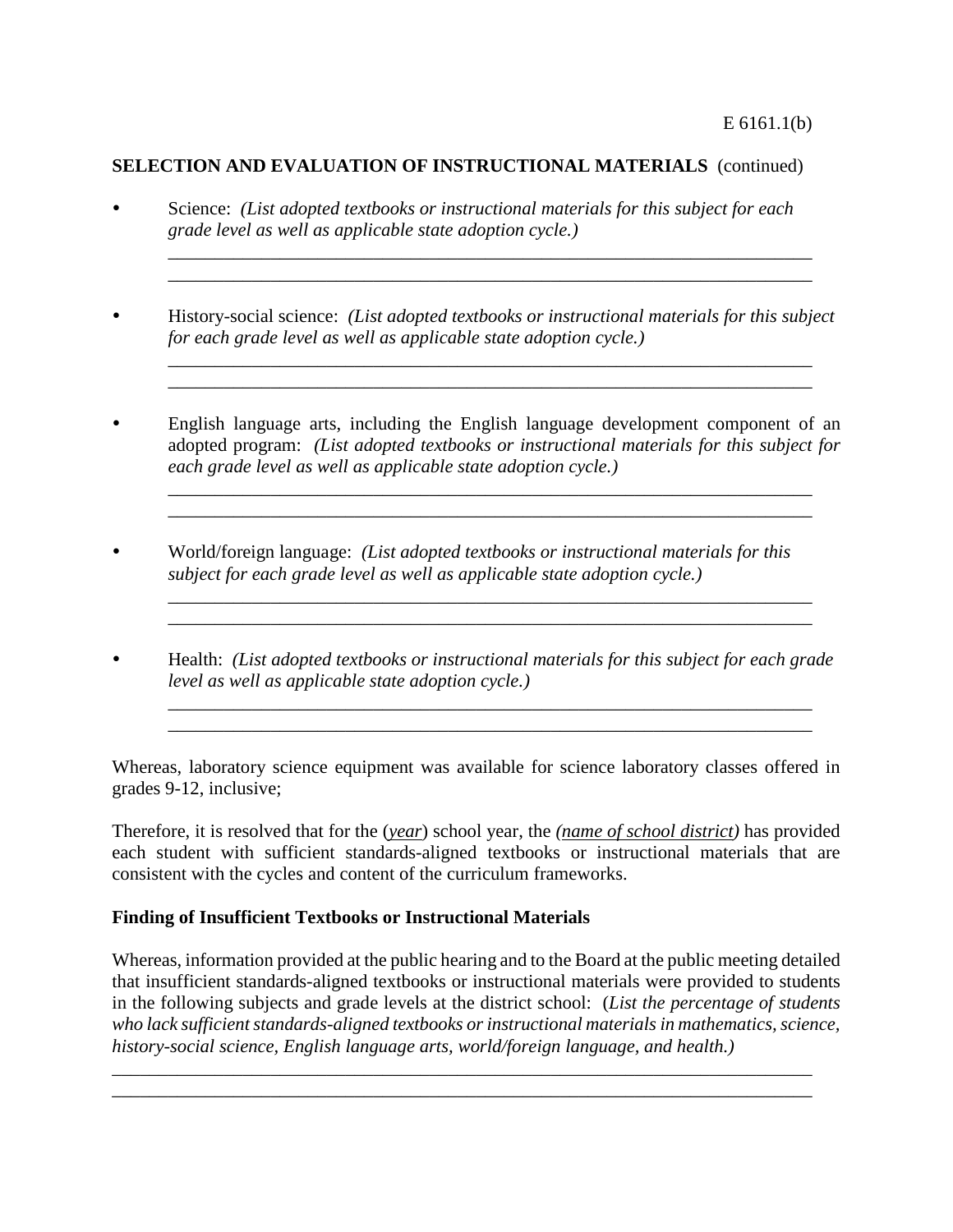**SELECTION AND EVALUATION OF INSTRUCTIONAL MATERIALS** (continued)

- Science: *(List adopted textbooks or instructional materials for this subject for each grade level as well as applicable state adoption cycle.)*

  ______________________________________________________________________
  ______________________________________________________________________

- History-social science: *(List adopted textbooks or instructional materials for this subject for each grade level as well as applicable state adoption cycle.)*

  ______________________________________________________________________
  ______________________________________________________________________

- English language arts, including the English language development component of an adopted program: *(List adopted textbooks or instructional materials for this subject for each grade level as well as applicable state adoption cycle.)*

  ______________________________________________________________________
  ______________________________________________________________________

- World/foreign language: *(List adopted textbooks or instructional materials for this subject for each grade level as well as applicable state adoption cycle.)*

  ______________________________________________________________________
  ______________________________________________________________________

- Health: *(List adopted textbooks or instructional materials for this subject for each grade level as well as applicable state adoption cycle.)*

  ______________________________________________________________________
  ______________________________________________________________________

Whereas, laboratory science equipment was available for science laboratory classes offered in grades 9-12, inclusive;

Therefore, it is resolved that for the (*year*) school year, the *(name of school district)* has provided each student with sufficient standards-aligned textbooks or instructional materials that are consistent with the cycles and content of the curriculum frameworks.

**Finding of Insufficient Textbooks or Instructional Materials**

Whereas, information provided at the public hearing and to the Board at the public meeting detailed that insufficient standards-aligned textbooks or instructional materials were provided to students in the following subjects and grade levels at the district school: (*List the percentage of students who lack sufficient standards-aligned textbooks or instructional materials in mathematics, science, history-social science, English language arts, world/foreign language, and health.)*

__________________________________________________________________________
__________________________________________________________________________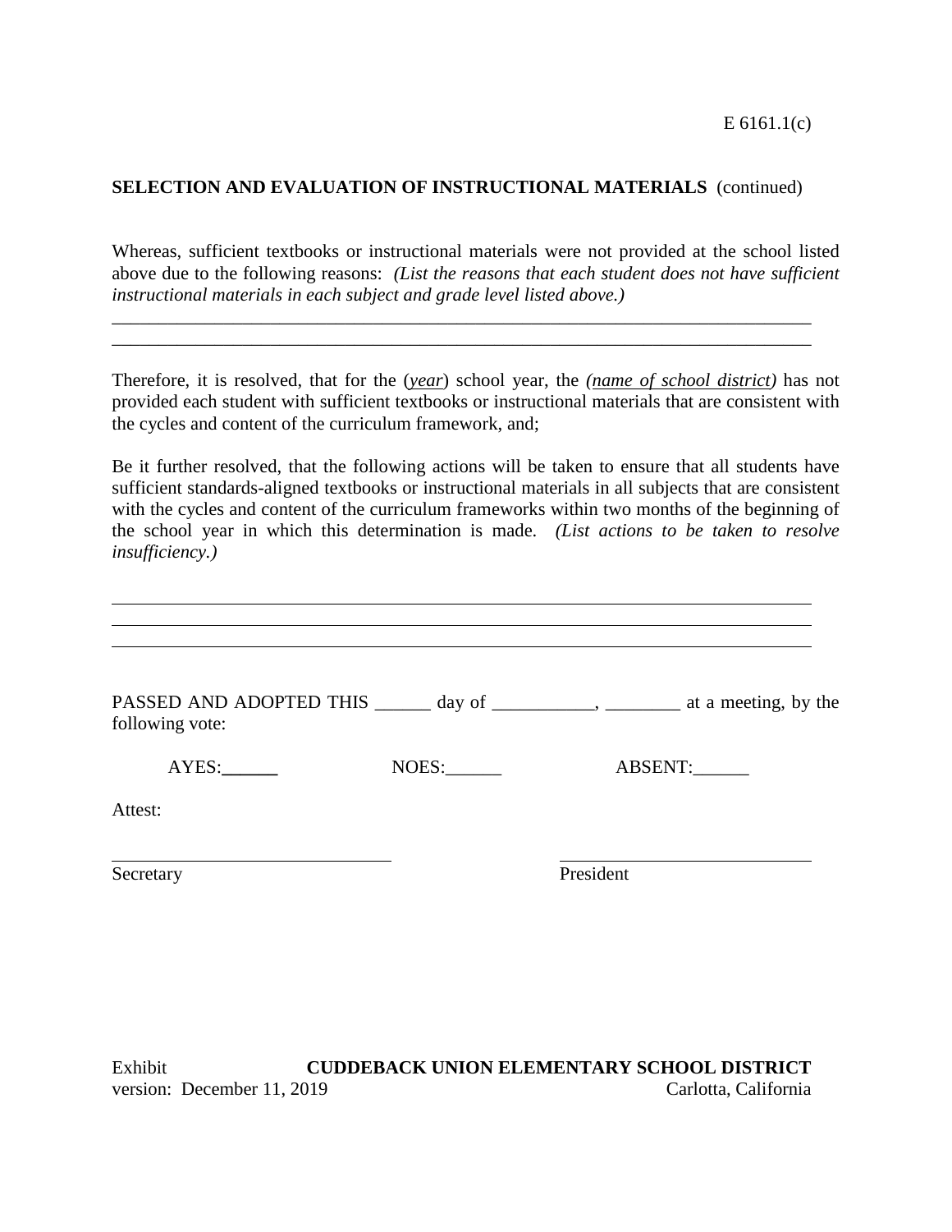E 6161.1(c)

**SELECTION AND EVALUATION OF INSTRUCTIONAL MATERIALS** (continued)

Whereas, sufficient textbooks or instructional materials were not provided at the school listed above due to the following reasons: *(List the reasons that each student does not have sufficient instructional materials in each subject and grade level listed above.)*

\_\_\_\_\_\_\_\_\_\_\_\_\_\_\_\_\_\_\_\_\_\_\_\_\_\_\_\_\_\_\_\_\_\_\_\_\_\_\_\_\_\_\_\_\_\_\_\_\_\_\_\_\_\_\_\_\_\_\_\_\_\_\_\_\_\_\_\_\_\_\_\_\_\_\_\_
\_\_\_\_\_\_\_\_\_\_\_\_\_\_\_\_\_\_\_\_\_\_\_\_\_\_\_\_\_\_\_\_\_\_\_\_\_\_\_\_\_\_\_\_\_\_\_\_\_\_\_\_\_\_\_\_\_\_\_\_\_\_\_\_\_\_\_\_\_\_\_\_\_\_\_\_

Therefore, it is resolved, that for the (*year*) school year, the *(name of school district)* has not provided each student with sufficient textbooks or instructional materials that are consistent with the cycles and content of the curriculum framework, and;

Be it further resolved, that the following actions will be taken to ensure that all students have sufficient standards-aligned textbooks or instructional materials in all subjects that are consistent with the cycles and content of the curriculum frameworks within two months of the beginning of the school year in which this determination is made. *(List actions to be taken to resolve insufficiency.)*

\_\_\_\_\_\_\_\_\_\_\_\_\_\_\_\_\_\_\_\_\_\_\_\_\_\_\_\_\_\_\_\_\_\_\_\_\_\_\_\_\_\_\_\_\_\_\_\_\_\_\_\_\_\_\_\_\_\_\_\_\_\_\_\_\_\_\_\_\_\_\_\_\_\_\_\_
\_\_\_\_\_\_\_\_\_\_\_\_\_\_\_\_\_\_\_\_\_\_\_\_\_\_\_\_\_\_\_\_\_\_\_\_\_\_\_\_\_\_\_\_\_\_\_\_\_\_\_\_\_\_\_\_\_\_\_\_\_\_\_\_\_\_\_\_\_\_\_\_\_\_\_\_
\_\_\_\_\_\_\_\_\_\_\_\_\_\_\_\_\_\_\_\_\_\_\_\_\_\_\_\_\_\_\_\_\_\_\_\_\_\_\_\_\_\_\_\_\_\_\_\_\_\_\_\_\_\_\_\_\_\_\_\_\_\_\_\_\_\_\_\_\_\_\_\_\_\_\_\_

PASSED AND ADOPTED THIS \_\_\_\_\_\_ day of \_\_\_\_\_\_\_\_\_\_\_, \_\_\_\_\_\_\_\_ at a meeting, by the following vote:

AYES:\_\_\_\_\_\_ NOES:\_\_\_\_\_\_ ABSENT:\_\_\_\_\_\_

Attest:

\_\_\_\_\_\_\_\_\_\_\_\_\_\_\_\_\_\_\_\_\_\_\_\_\_\_\_\_\_\_ \_\_\_\_\_\_\_\_\_\_\_\_\_\_\_\_\_\_\_\_\_\_\_\_\_\_\_\_\_\_
Secretary President

Exhibit **CUDDEBACK UNION ELEMENTARY SCHOOL DISTRICT**
version: December 11, 2019 Carlotta, California